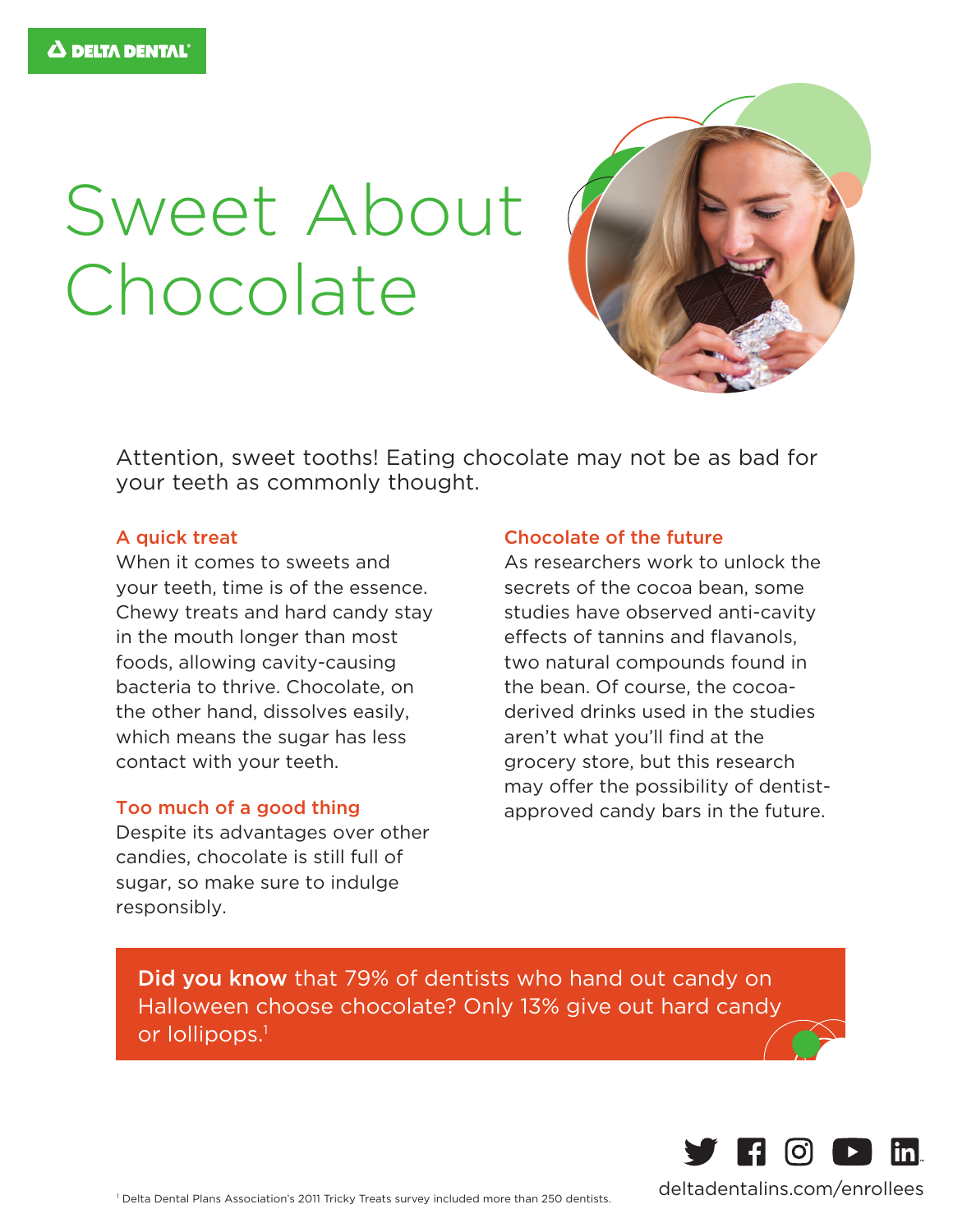DELTA DENTAL

# Sweet About Chocolate

Attention, sweet tooths! Eating chocolate may not be as bad for your teeth as commonly thought.

### A quick treat

When it comes to sweets and your teeth, time is of the essence. Chewy treats and hard candy stay in the mouth longer than most foods, allowing cavity-causing bacteria to thrive. Chocolate, on the other hand, dissolves easily, which means the sugar has less contact with your teeth.

### Too much of a good thing

Despite its advantages over other candies, chocolate is still full of sugar, so make sure to indulge responsibly.

### Chocolate of the future

As researchers work to unlock the secrets of the cocoa bean, some studies have observed anti-cavity effects of tannins and flavanols, two natural compounds found in the bean. Of course, the cocoa-derived drinks used in the studies aren't what you'll find at the grocery store, but this research may offer the possibility of dentist-approved candy bars in the future.

**Did you know** that 79% of dentists who hand out candy on Halloween choose chocolate? Only 13% give out hard candy or lollipops.[1]

[1] Delta Dental Plans Association's 2011 Tricky Treats survey included more than 250 dentists.

deltadentalins.com/enrollees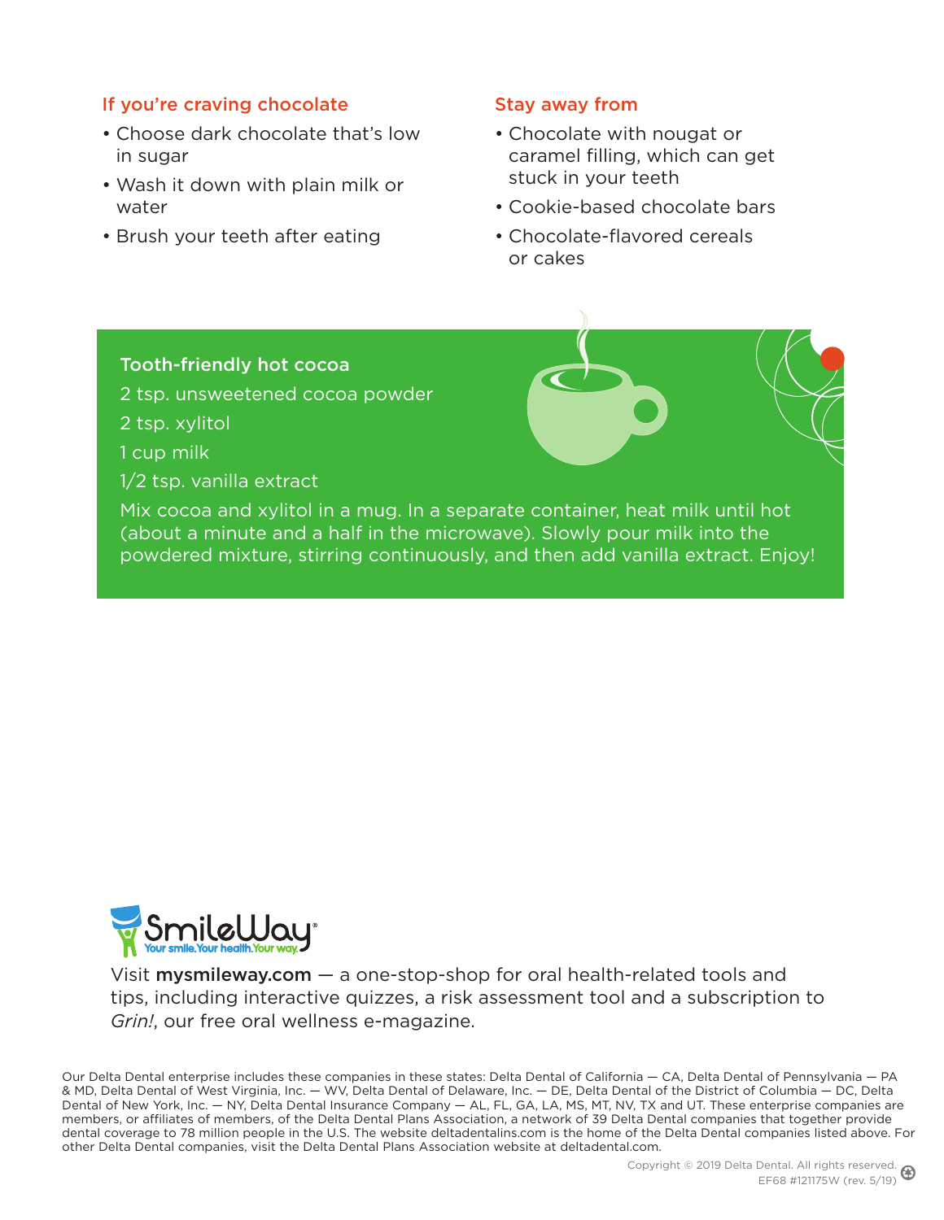### If you're craving chocolate

- Choose dark chocolate that's low in sugar
- Wash it down with plain milk or water
- Brush your teeth after eating

### Stay away from

- Chocolate with nougat or caramel filling, which can get stuck in your teeth
- Cookie-based chocolate bars
- Chocolate-flavored cereals or cakes

### Tooth-friendly hot cocoa

2 tsp. unsweetened cocoa powder

2 tsp. xylitol

1 cup milk

1/2 tsp. vanilla extract

Mix cocoa and xylitol in a mug. In a separate container, heat milk until hot (about a minute and a half in the microwave). Slowly pour milk into the powdered mixture, stirring continuously, and then add vanilla extract. Enjoy!

SmileWay® Your smile. Your health. Your way.

Visit **mysmileway.com** — a one-stop-shop for oral health-related tools and tips, including interactive quizzes, a risk assessment tool and a subscription to *Grin!*, our free oral wellness e-magazine.

Our Delta Dental enterprise includes these companies in these states: Delta Dental of California — CA, Delta Dental of Pennsylvania — PA & MD, Delta Dental of West Virginia, Inc. — WV, Delta Dental of Delaware, Inc. — DE, Delta Dental of the District of Columbia — DC, Delta Dental of New York, Inc. — NY, Delta Dental Insurance Company — AL, FL, GA, LA, MS, MT, NV, TX and UT. These enterprise companies are members, or affiliates of members, of the Delta Dental Plans Association, a network of 39 Delta Dental companies that together provide dental coverage to 78 million people in the U.S. The website deltadentalins.com is the home of the Delta Dental companies listed above. For other Delta Dental companies, visit the Delta Dental Plans Association website at deltadental.com.

Copyright © 2019 Delta Dental. All rights reserved.
EF68 #121175W (rev. 5/19)